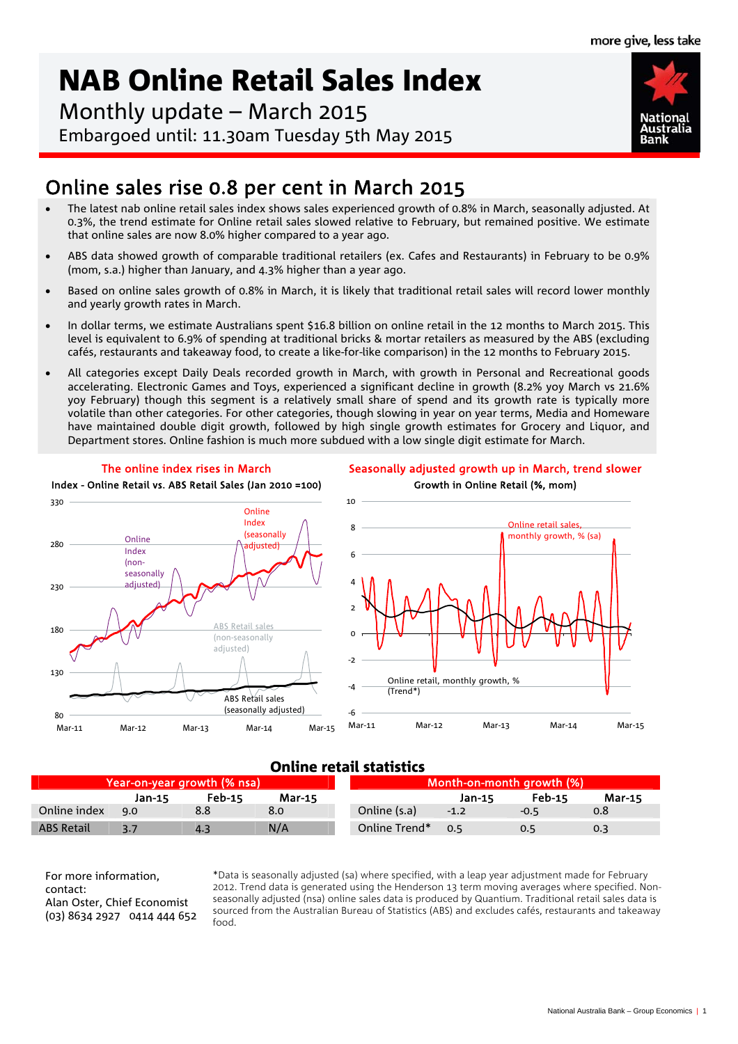more give, less take

# NAB Online Retail Sales Index

Monthly update – March 2015

Embargoed until: 11.30am Tuesday 5th May 2015

## Online sales rise 0.8 per cent in March 2015

- The latest nab online retail sales index shows sales experienced growth of 0.8% in March, seasonally adjusted. At 0.3%, the trend estimate for Online retail sales slowed relative to February, but remained positive. We estimate that online sales are now 8.0% higher compared to a year ago.
- ABS data showed growth of comparable traditional retailers (ex. Cafes and Restaurants) in February to be 0.9% (mom, s.a.) higher than January, and 4.3% higher than a year ago.
- Based on online sales growth of 0.8% in March, it is likely that traditional retail sales will record lower monthly and yearly growth rates in March.
- In dollar terms, we estimate Australians spent $16.8 billion on online retail in the 12 months to March 2015. This level is equivalent to 6.9% of spending at traditional bricks & mortar retailers as measured by the ABS (excluding cafés, restaurants and takeaway food, to create a like-for-like comparison) in the 12 months to February 2015.
- All categories except Daily Deals recorded growth in March, with growth in Personal and Recreational goods accelerating. Electronic Games and Toys, experienced a significant decline in growth (8.2% yoy March vs 21.6% yoy February) though this segment is a relatively small share of spend and its growth rate is typically more volatile than other categories. For other categories, though slowing in year on year terms, Media and Homeware have maintained double digit growth, followed by high single growth estimates for Grocery and Liquor, and Department stores. Online fashion is much more subdued with a low single digit estimate for March.

**The online index rises in March**

Index - Online Retail vs. ABS Retail Sales (Jan 2010 =100)

**Seasonally adjusted growth up in March, trend slower**

Growth in Online Retail (%, mom)

### Online retail statistics

| Year-on-year growth (% nsa) | | | |
|---|---|---|---|
| | Jan-15 | Feb-15 | Mar-15 |
| Online index | 9.0 | 8.8 | 8.0 |
| ABS Retail | 3.7 | 4.3 | N/A |

| Month-on-month growth (%) | | | |
|---|---|---|---|
| | Jan-15 | Feb-15 | Mar-15 |
| Online (s.a) | -1.2 | -0.5 | 0.8 |
| Online Trend* | 0.5 | 0.5 | 0.3 |

For more information, contact:
Alan Oster, Chief Economist
(03) 8634 2927 0414 444 652

*Data is seasonally adjusted (sa) where specified, with a leap year adjustment made for February 2012. Trend data is generated using the Henderson 13 term moving averages where specified. Non-seasonally adjusted (nsa) online sales data is produced by Quantium. Traditional retail sales data is sourced from the Australian Bureau of Statistics (ABS) and excludes cafés, restaurants and takeaway food.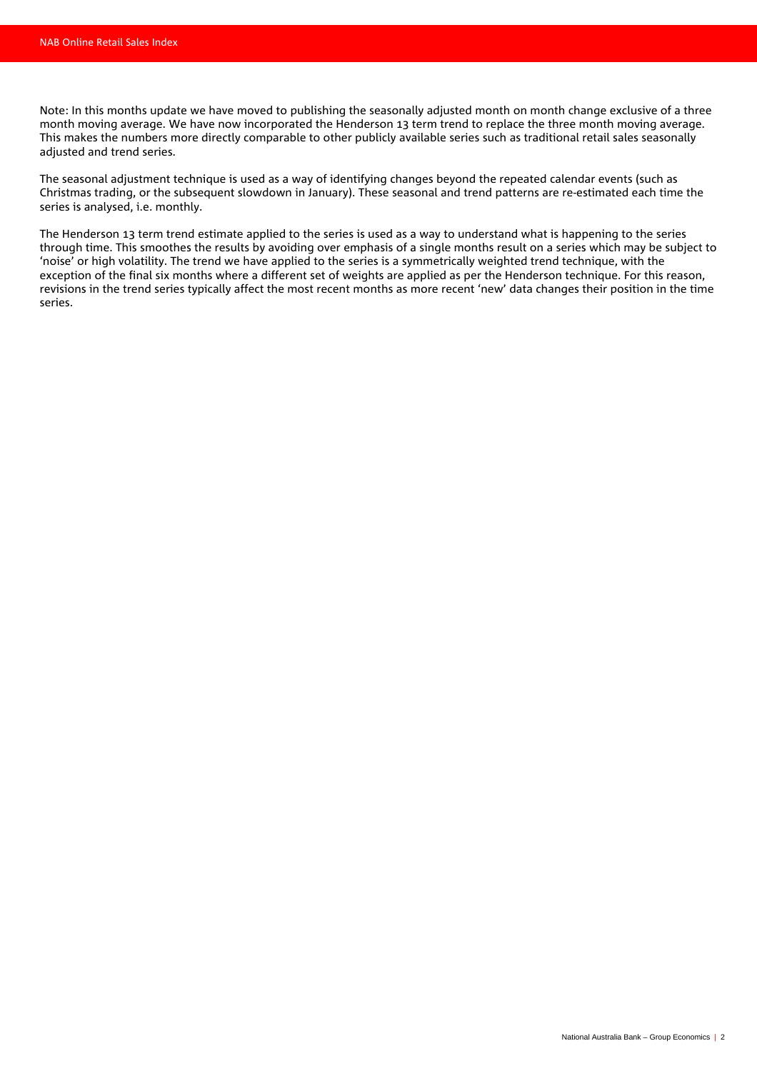Note: In this months update we have moved to publishing the seasonally adjusted month on month change exclusive of a three month moving average. We have now incorporated the Henderson 13 term trend to replace the three month moving average. This makes the numbers more directly comparable to other publicly available series such as traditional retail sales seasonally adjusted and trend series.

The seasonal adjustment technique is used as a way of identifying changes beyond the repeated calendar events (such as Christmas trading, or the subsequent slowdown in January). These seasonal and trend patterns are re-estimated each time the series is analysed, i.e. monthly.

The Henderson 13 term trend estimate applied to the series is used as a way to understand what is happening to the series through time. This smoothes the results by avoiding over emphasis of a single months result on a series which may be subject to 'noise' or high volatility. The trend we have applied to the series is a symmetrically weighted trend technique, with the exception of the final six months where a different set of weights are applied as per the Henderson technique. For this reason, revisions in the trend series typically affect the most recent months as more recent 'new' data changes their position in the time series.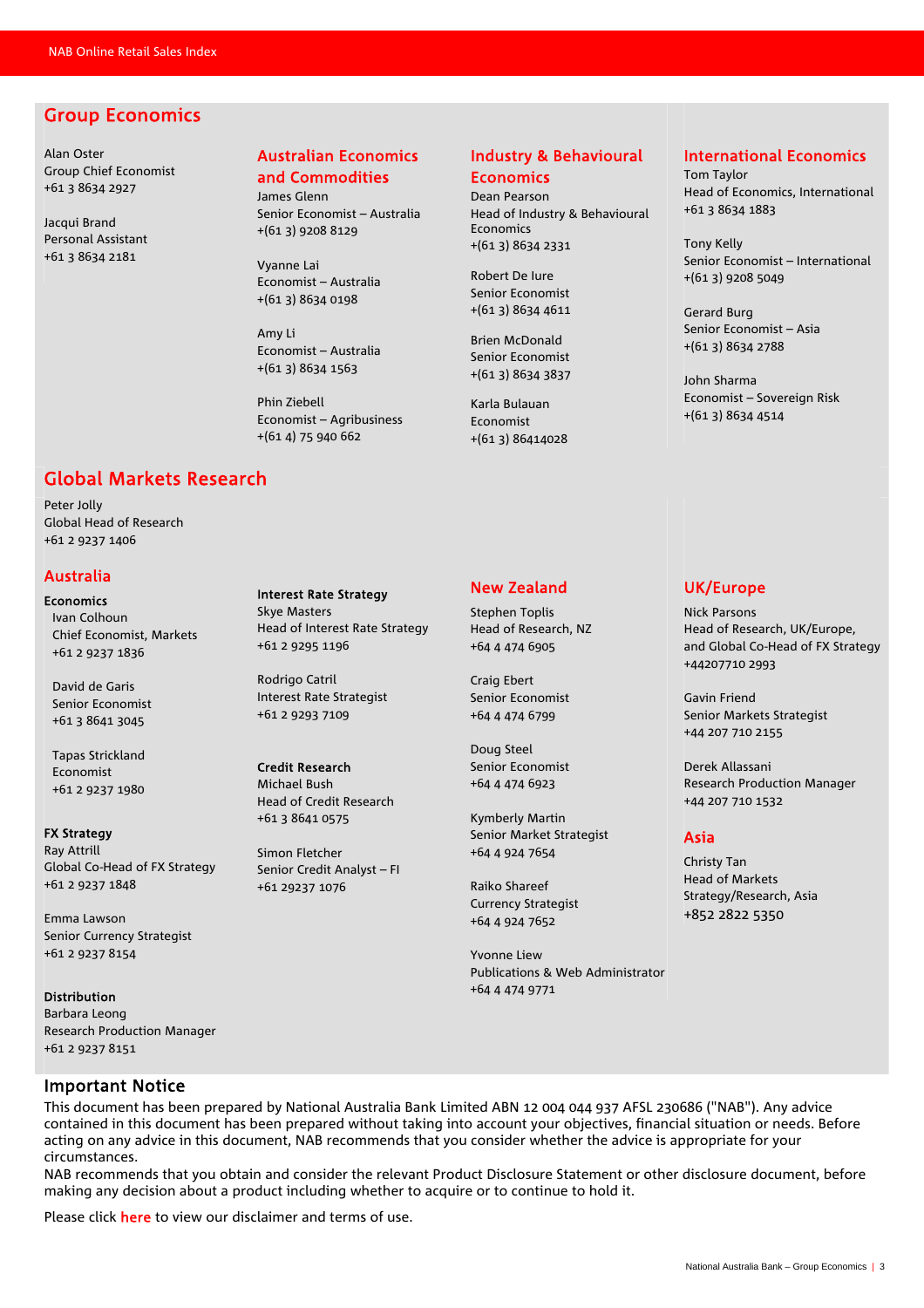## Group Economics

Alan Oster
Group Chief Economist
+61 3 8634 2927

Jacqui Brand
Personal Assistant
+61 3 8634 2181

### Australian Economics and Commodities

James Glenn
Senior Economist – Australia
+(61 3) 9208 8129

Vyanne Lai
Economist – Australia
+(61 3) 8634 0198

Amy Li
Economist – Australia
+(61 3) 8634 1563

Phin Ziebell
Economist – Agribusiness
+(61 4) 75 940 662

### Industry & Behavioural Economics

Dean Pearson
Head of Industry & Behavioural Economics
+(61 3) 8634 2331

Robert De Iure
Senior Economist
+(61 3) 8634 4611

Brien McDonald
Senior Economist
+(61 3) 8634 3837

Karla Bulauan
Economist
+(61 3) 86414028

### International Economics

Tom Taylor
Head of Economics, International
+61 3 8634 1883

Tony Kelly
Senior Economist – International
+(61 3) 9208 5049

Gerard Burg
Senior Economist – Asia
+(61 3) 8634 2788

John Sharma
Economist – Sovereign Risk
+(61 3) 8634 4514

## Global Markets Research

Peter Jolly
Global Head of Research
+61 2 9237 1406

### Australia

**Economics**
Ivan Colhoun
Chief Economist, Markets
+61 2 9237 1836

David de Garis
Senior Economist
+61 3 8641 3045

Tapas Strickland
Economist
+61 2 9237 1980

**FX Strategy**
Ray Attrill
Global Co-Head of FX Strategy
+61 2 9237 1848

Emma Lawson
Senior Currency Strategist
+61 2 9237 8154

**Distribution**
Barbara Leong
Research Production Manager
+61 2 9237 8151

**Interest Rate Strategy**
Skye Masters
Head of Interest Rate Strategy
+61 2 9295 1196

Rodrigo Catril
Interest Rate Strategist
+61 2 9293 7109

**Credit Research**
Michael Bush
Head of Credit Research
+61 3 8641 0575

Simon Fletcher
Senior Credit Analyst – FI
+61 29237 1076

### New Zealand

Stephen Toplis
Head of Research, NZ
+64 4 474 6905

Craig Ebert
Senior Economist
+64 4 474 6799

Doug Steel
Senior Economist
+64 4 474 6923

Kymberly Martin
Senior Market Strategist
+64 4 924 7654

Raiko Shareef
Currency Strategist
+64 4 924 7652

Yvonne Liew
Publications & Web Administrator
+64 4 474 9771

### UK/Europe

Nick Parsons
Head of Research, UK/Europe, and Global Co-Head of FX Strategy
+44207710 2993

Gavin Friend
Senior Markets Strategist
+44 207 710 2155

Derek Allassani
Research Production Manager
+44 207 710 1532

### Asia

Christy Tan
Head of Markets Strategy/Research, Asia
+852 2822 5350

## Important Notice

This document has been prepared by National Australia Bank Limited ABN 12 004 044 937 AFSL 230686 ("NAB"). Any advice contained in this document has been prepared without taking into account your objectives, financial situation or needs. Before acting on any advice in this document, NAB recommends that you consider whether the advice is appropriate for your circumstances.
NAB recommends that you obtain and consider the relevant Product Disclosure Statement or other disclosure document, before making any decision about a product including whether to acquire or to continue to hold it.

Please click here to view our disclaimer and terms of use.